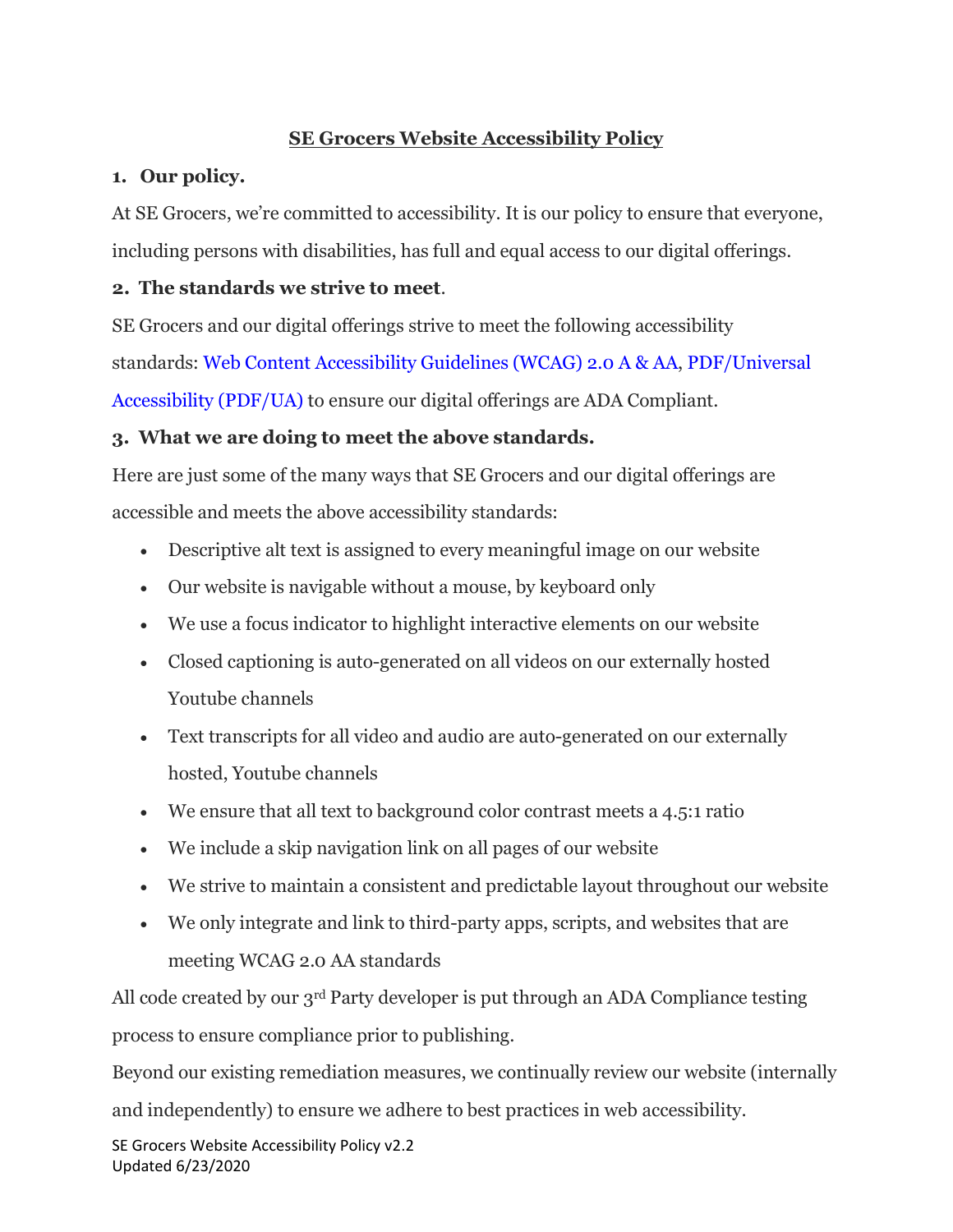# SE Grocers Website Accessibility Policy

## 1. Our policy.

At SE Grocers, we're committed to accessibility. It is our policy to ensure that everyone, including persons with disabilities, has full and equal access to our digital offerings.

## 2. The standards we strive to meet.

SE Grocers and our digital offerings strive to meet the following accessibility standards: Web Content Accessibility Guidelines (WCAG) 2.0 A & AA, PDF/Universal Accessibility (PDF/UA) to ensure our digital offerings are ADA Compliant.

## 3. What we are doing to meet the above standards.

Here are just some of the many ways that SE Grocers and our digital offerings are accessible and meets the above accessibility standards:

- Descriptive alt text is assigned to every meaningful image on our website
- Our website is navigable without a mouse, by keyboard only
- We use a focus indicator to highlight interactive elements on our website
- Closed captioning is auto-generated on all videos on our externally hosted Youtube channels
- Text transcripts for all video and audio are auto-generated on our externally hosted, Youtube channels
- We ensure that all text to background color contrast meets a 4.5:1 ratio
- We include a skip navigation link on all pages of our website
- We strive to maintain a consistent and predictable layout throughout our website
- We only integrate and link to third-party apps, scripts, and websites that are meeting WCAG 2.0 AA standards

All code created by our 3rd Party developer is put through an ADA Compliance testing process to ensure compliance prior to publishing.

Beyond our existing remediation measures, we continually review our website (internally and independently) to ensure we adhere to best practices in web accessibility.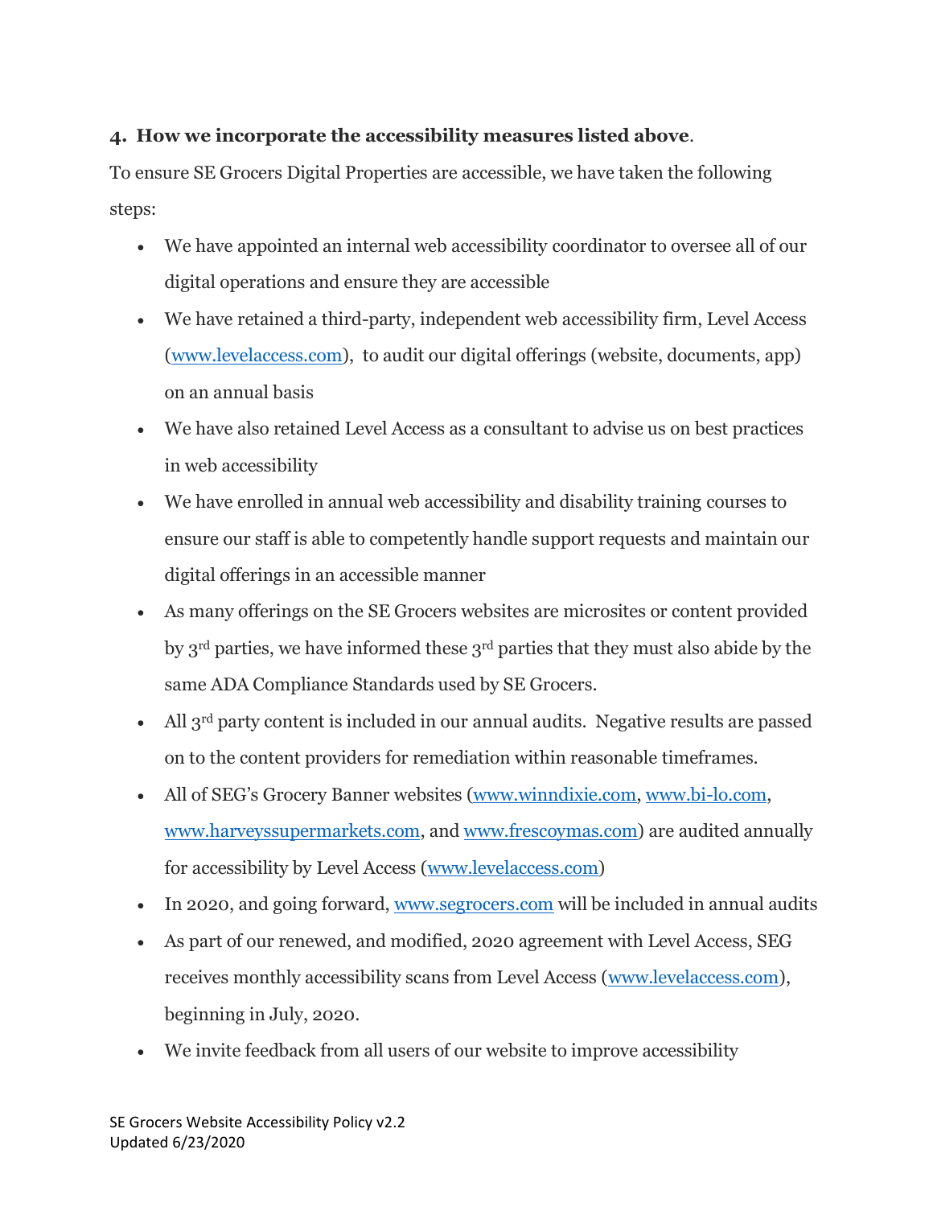**4. How we incorporate the accessibility measures listed above**.

To ensure SE Grocers Digital Properties are accessible, we have taken the following steps:

- We have appointed an internal web accessibility coordinator to oversee all of our digital operations and ensure they are accessible
- We have retained a third-party, independent web accessibility firm, Level Access (www.levelaccess.com), to audit our digital offerings (website, documents, app) on an annual basis
- We have also retained Level Access as a consultant to advise us on best practices in web accessibility
- We have enrolled in annual web accessibility and disability training courses to ensure our staff is able to competently handle support requests and maintain our digital offerings in an accessible manner
- As many offerings on the SE Grocers websites are microsites or content provided by 3rd parties, we have informed these 3rd parties that they must also abide by the same ADA Compliance Standards used by SE Grocers.
- All 3rd party content is included in our annual audits. Negative results are passed on to the content providers for remediation within reasonable timeframes.
- All of SEG's Grocery Banner websites (www.winndixie.com, www.bi-lo.com, www.harveyssupermarkets.com, and www.frescoymas.com) are audited annually for accessibility by Level Access (www.levelaccess.com)
- In 2020, and going forward, www.segrocers.com will be included in annual audits
- As part of our renewed, and modified, 2020 agreement with Level Access, SEG receives monthly accessibility scans from Level Access (www.levelaccess.com), beginning in July, 2020.
- We invite feedback from all users of our website to improve accessibility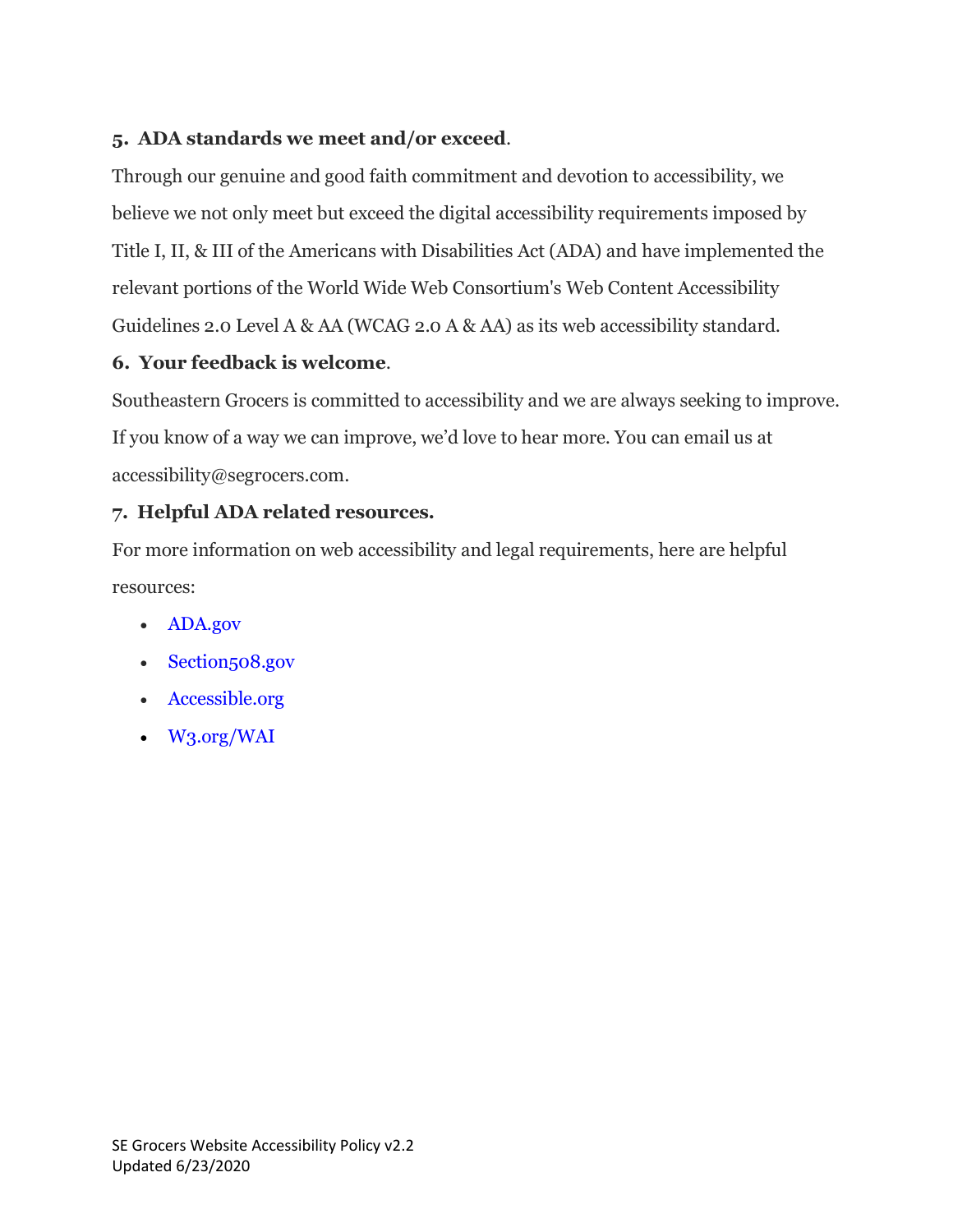**5. ADA standards we meet and/or exceed**.

Through our genuine and good faith commitment and devotion to accessibility, we believe we not only meet but exceed the digital accessibility requirements imposed by Title I, II, & III of the Americans with Disabilities Act (ADA) and have implemented the relevant portions of the World Wide Web Consortium's Web Content Accessibility Guidelines 2.0 Level A & AA (WCAG 2.0 A & AA) as its web accessibility standard.

**6. Your feedback is welcome**.

Southeastern Grocers is committed to accessibility and we are always seeking to improve. If you know of a way we can improve, we'd love to hear more. You can email us at accessibility@segrocers.com.

**7. Helpful ADA related resources.**

For more information on web accessibility and legal requirements, here are helpful resources:

- ADA.gov
- Section508.gov
- Accessible.org
- W3.org/WAI

SE Grocers Website Accessibility Policy v2.2
Updated 6/23/2020